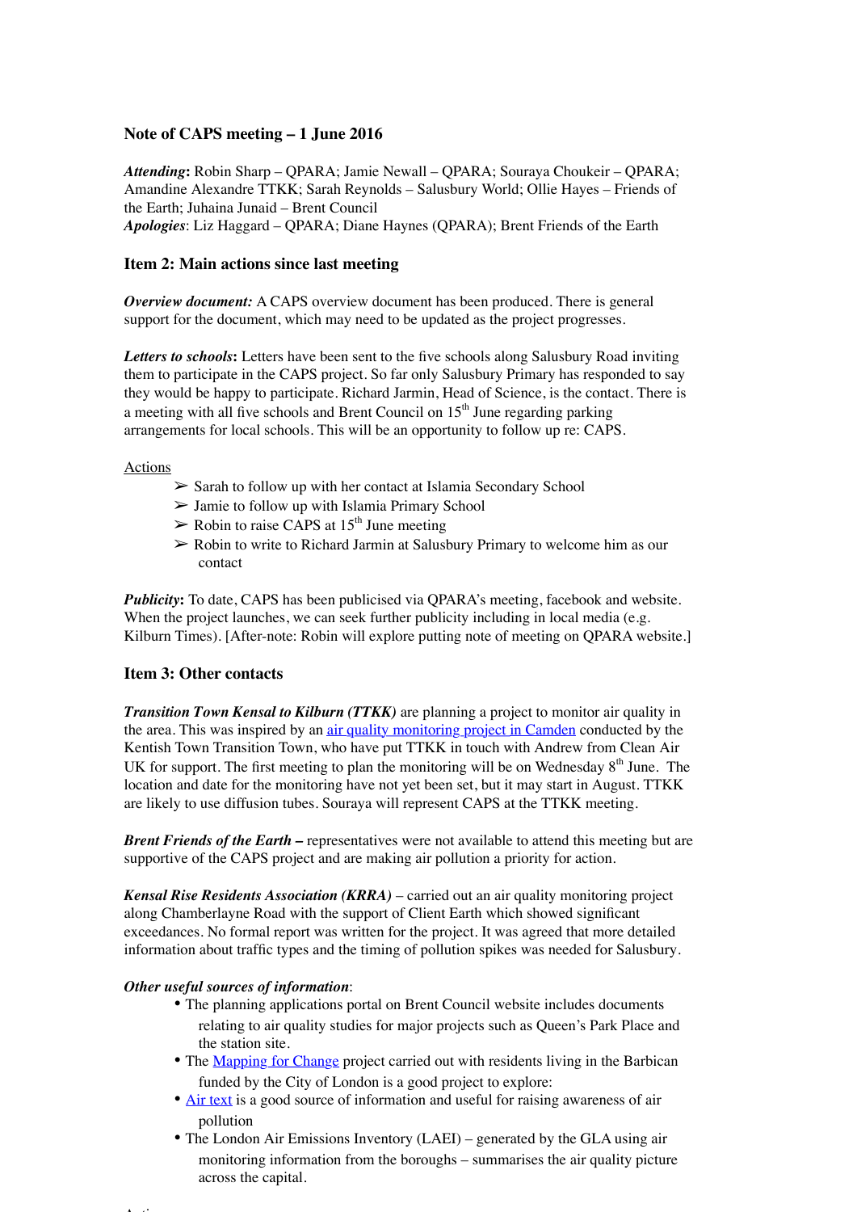### Note of CAPS meeting – 1 June 2016

***Attending*:** Robin Sharp – QPARA; Jamie Newall – QPARA; Souraya Choukeir – QPARA; Amandine Alexandre TTKK; Sarah Reynolds – Salusbury World; Ollie Hayes – Friends of the Earth; Juhaina Junaid – Brent Council
***Apologies***: Liz Haggard – QPARA; Diane Haynes (QPARA); Brent Friends of the Earth

### Item 2: Main actions since last meeting

***Overview document:*** A CAPS overview document has been produced. There is general support for the document, which may need to be updated as the project progresses.

***Letters to schools*:** Letters have been sent to the five schools along Salusbury Road inviting them to participate in the CAPS project. So far only Salusbury Primary has responded to say they would be happy to participate. Richard Jarmin, Head of Science, is the contact. There is a meeting with all five schools and Brent Council on 15th June regarding parking arrangements for local schools. This will be an opportunity to follow up re: CAPS.

Actions

- ➢ Sarah to follow up with her contact at Islamia Secondary School
- ➢ Jamie to follow up with Islamia Primary School
- ➢ Robin to raise CAPS at 15th June meeting
- ➢ Robin to write to Richard Jarmin at Salusbury Primary to welcome him as our contact

***Publicity*:** To date, CAPS has been publicised via QPARA's meeting, facebook and website. When the project launches, we can seek further publicity including in local media (e.g. Kilburn Times). [After-note: Robin will explore putting note of meeting on QPARA website.]

### Item 3: Other contacts

***Transition Town Kensal to Kilburn (TTKK)*** are planning a project to monitor air quality in the area. This was inspired by an air quality monitoring project in Camden conducted by the Kentish Town Transition Town, who have put TTKK in touch with Andrew from Clean Air UK for support. The first meeting to plan the monitoring will be on Wednesday 8th June. The location and date for the monitoring have not yet been set, but it may start in August. TTKK are likely to use diffusion tubes. Souraya will represent CAPS at the TTKK meeting.

***Brent Friends of the Earth* –** representatives were not available to attend this meeting but are supportive of the CAPS project and are making air pollution a priority for action.

***Kensal Rise Residents Association (KRRA)*** – carried out an air quality monitoring project along Chamberlayne Road with the support of Client Earth which showed significant exceedances. No formal report was written for the project. It was agreed that more detailed information about traffic types and the timing of pollution spikes was needed for Salusbury.

***Other useful sources of information***:

- The planning applications portal on Brent Council website includes documents relating to air quality studies for major projects such as Queen's Park Place and the station site.
- The Mapping for Change project carried out with residents living in the Barbican funded by the City of London is a good project to explore:
- Air text is a good source of information and useful for raising awareness of air pollution
- The London Air Emissions Inventory (LAEI) – generated by the GLA using air monitoring information from the boroughs – summarises the air quality picture across the capital.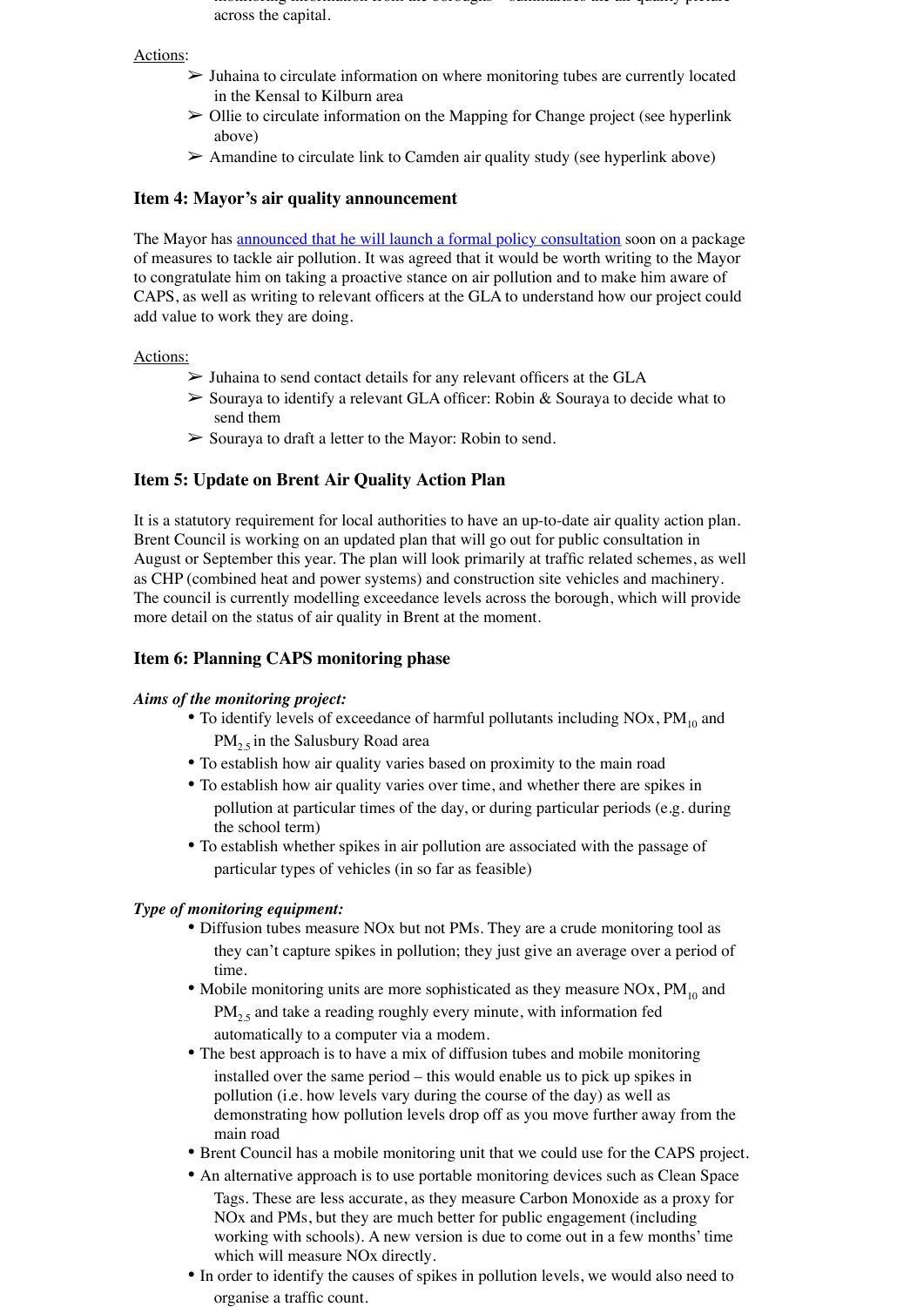across the capital.

Actions:

- Juhaina to circulate information on where monitoring tubes are currently located in the Kensal to Kilburn area
- Ollie to circulate information on the Mapping for Change project (see hyperlink above)
- Amandine to circulate link to Camden air quality study (see hyperlink above)

### Item 4: Mayor's air quality announcement

The Mayor has announced that he will launch a formal policy consultation soon on a package of measures to tackle air pollution. It was agreed that it would be worth writing to the Mayor to congratulate him on taking a proactive stance on air pollution and to make him aware of CAPS, as well as writing to relevant officers at the GLA to understand how our project could add value to work they are doing.

Actions:

- Juhaina to send contact details for any relevant officers at the GLA
- Souraya to identify a relevant GLA officer: Robin & Souraya to decide what to send them
- Souraya to draft a letter to the Mayor: Robin to send.

### Item 5: Update on Brent Air Quality Action Plan

It is a statutory requirement for local authorities to have an up-to-date air quality action plan. Brent Council is working on an updated plan that will go out for public consultation in August or September this year. The plan will look primarily at traffic related schemes, as well as CHP (combined heat and power systems) and construction site vehicles and machinery. The council is currently modelling exceedance levels across the borough, which will provide more detail on the status of air quality in Brent at the moment.

### Item 6: Planning CAPS monitoring phase

***Aims of the monitoring project:***

- To identify levels of exceedance of harmful pollutants including NOx, $PM_{10}$ and $PM_{2.5}$ in the Salusbury Road area
- To establish how air quality varies based on proximity to the main road
- To establish how air quality varies over time, and whether there are spikes in pollution at particular times of the day, or during particular periods (e.g. during the school term)
- To establish whether spikes in air pollution are associated with the passage of particular types of vehicles (in so far as feasible)

***Type of monitoring equipment:***

- Diffusion tubes measure NOx but not PMs. They are a crude monitoring tool as they can't capture spikes in pollution; they just give an average over a period of time.
- Mobile monitoring units are more sophisticated as they measure NOx, $PM_{10}$ and $PM_{2.5}$ and take a reading roughly every minute, with information fed automatically to a computer via a modem.
- The best approach is to have a mix of diffusion tubes and mobile monitoring installed over the same period – this would enable us to pick up spikes in pollution (i.e. how levels vary during the course of the day) as well as demonstrating how pollution levels drop off as you move further away from the main road
- Brent Council has a mobile monitoring unit that we could use for the CAPS project.
- An alternative approach is to use portable monitoring devices such as Clean Space Tags. These are less accurate, as they measure Carbon Monoxide as a proxy for NOx and PMs, but they are much better for public engagement (including working with schools). A new version is due to come out in a few months' time which will measure NOx directly.
- In order to identify the causes of spikes in pollution levels, we would also need to organise a traffic count.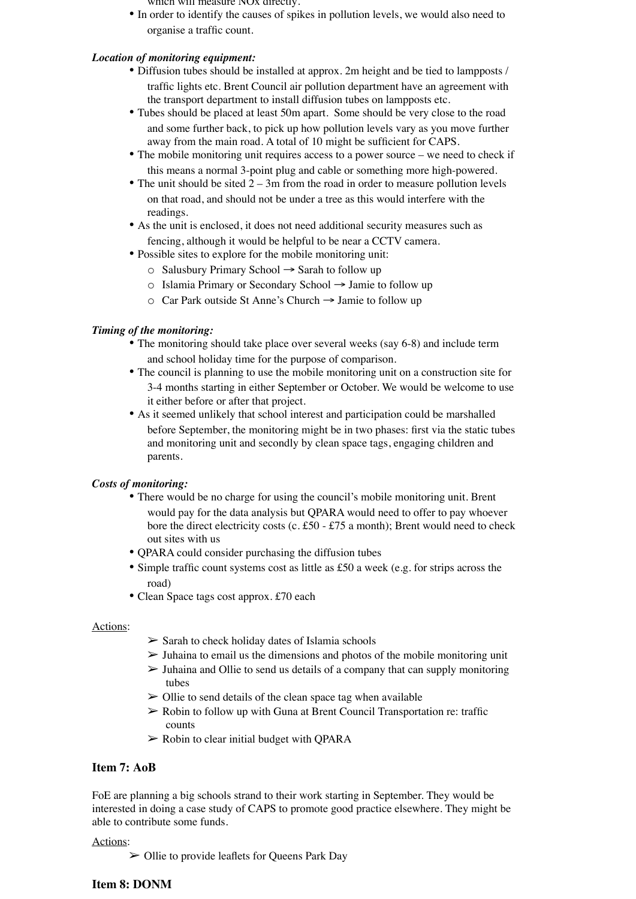which will measure NOx directly.
- In order to identify the causes of spikes in pollution levels, we would also need to organise a traffic count.

***Location of monitoring equipment:***

- Diffusion tubes should be installed at approx. 2m height and be tied to lampposts / traffic lights etc. Brent Council air pollution department have an agreement with the transport department to install diffusion tubes on lampposts etc.
- Tubes should be placed at least 50m apart. Some should be very close to the road and some further back, to pick up how pollution levels vary as you move further away from the main road. A total of 10 might be sufficient for CAPS.
- The mobile monitoring unit requires access to a power source – we need to check if this means a normal 3-point plug and cable or something more high-powered.
- The unit should be sited 2 – 3m from the road in order to measure pollution levels on that road, and should not be under a tree as this would interfere with the readings.
- As the unit is enclosed, it does not need additional security measures such as fencing, although it would be helpful to be near a CCTV camera.
- Possible sites to explore for the mobile monitoring unit:
  - Salusbury Primary School → Sarah to follow up
  - Islamia Primary or Secondary School → Jamie to follow up
  - Car Park outside St Anne's Church → Jamie to follow up

***Timing of the monitoring:***

- The monitoring should take place over several weeks (say 6-8) and include term and school holiday time for the purpose of comparison.
- The council is planning to use the mobile monitoring unit on a construction site for 3-4 months starting in either September or October. We would be welcome to use it either before or after that project.
- As it seemed unlikely that school interest and participation could be marshalled before September, the monitoring might be in two phases: first via the static tubes and monitoring unit and secondly by clean space tags, engaging children and parents.

***Costs of monitoring:***

- There would be no charge for using the council's mobile monitoring unit. Brent would pay for the data analysis but QPARA would need to offer to pay whoever bore the direct electricity costs (c. £50 - £75 a month); Brent would need to check out sites with us
- QPARA could consider purchasing the diffusion tubes
- Simple traffic count systems cost as little as £50 a week (e.g. for strips across the road)
- Clean Space tags cost approx. £70 each

Actions:

- ➢ Sarah to check holiday dates of Islamia schools
- ➢ Juhaina to email us the dimensions and photos of the mobile monitoring unit
- ➢ Juhaina and Ollie to send us details of a company that can supply monitoring tubes
- ➢ Ollie to send details of the clean space tag when available
- ➢ Robin to follow up with Guna at Brent Council Transportation re: traffic counts
- ➢ Robin to clear initial budget with QPARA

### Item 7: AoB

FoE are planning a big schools strand to their work starting in September. They would be interested in doing a case study of CAPS to promote good practice elsewhere. They might be able to contribute some funds.

Actions:

- ➢ Ollie to provide leaflets for Queens Park Day

### Item 8: DONM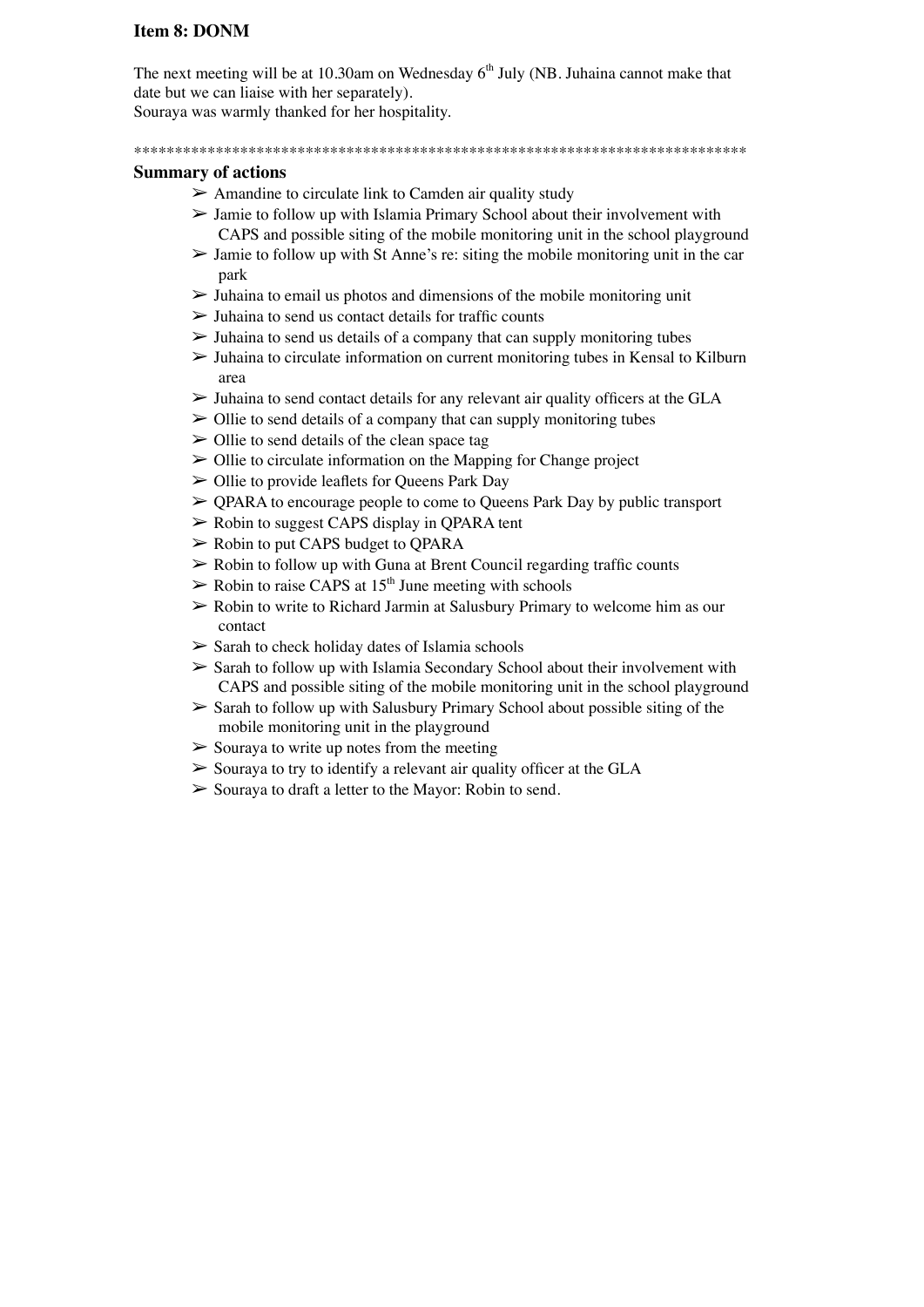**Item 8: DONM**

The next meeting will be at 10.30am on Wednesday 6th July (NB. Juhaina cannot make that date but we can liaise with her separately).
Souraya was warmly thanked for her hospitality.

******************************************************************************

**Summary of actions**

- Amandine to circulate link to Camden air quality study
- Jamie to follow up with Islamia Primary School about their involvement with CAPS and possible siting of the mobile monitoring unit in the school playground
- Jamie to follow up with St Anne's re: siting the mobile monitoring unit in the car park
- Juhaina to email us photos and dimensions of the mobile monitoring unit
- Juhaina to send us contact details for traffic counts
- Juhaina to send us details of a company that can supply monitoring tubes
- Juhaina to circulate information on current monitoring tubes in Kensal to Kilburn area
- Juhaina to send contact details for any relevant air quality officers at the GLA
- Ollie to send details of a company that can supply monitoring tubes
- Ollie to send details of the clean space tag
- Ollie to circulate information on the Mapping for Change project
- Ollie to provide leaflets for Queens Park Day
- QPARA to encourage people to come to Queens Park Day by public transport
- Robin to suggest CAPS display in QPARA tent
- Robin to put CAPS budget to QPARA
- Robin to follow up with Guna at Brent Council regarding traffic counts
- Robin to raise CAPS at 15th June meeting with schools
- Robin to write to Richard Jarmin at Salusbury Primary to welcome him as our contact
- Sarah to check holiday dates of Islamia schools
- Sarah to follow up with Islamia Secondary School about their involvement with CAPS and possible siting of the mobile monitoring unit in the school playground
- Sarah to follow up with Salusbury Primary School about possible siting of the mobile monitoring unit in the playground
- Souraya to write up notes from the meeting
- Souraya to try to identify a relevant air quality officer at the GLA
- Souraya to draft a letter to the Mayor: Robin to send.